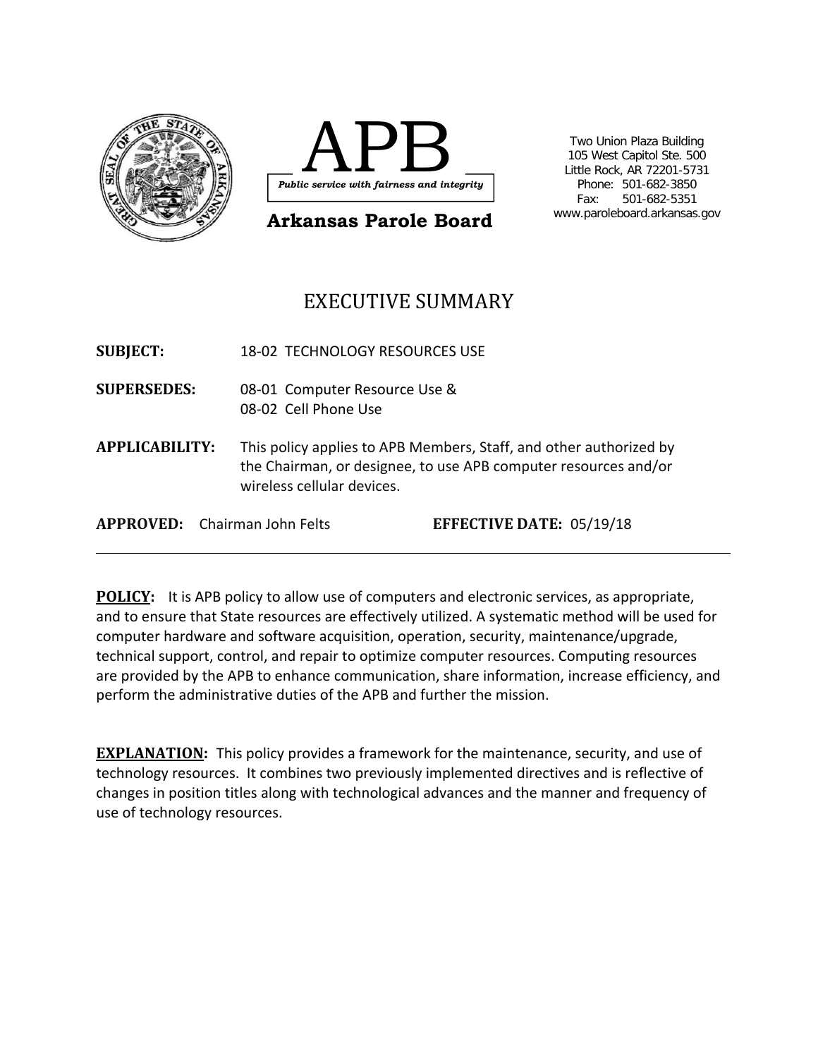# APB

*Public service with fairness and integrity*

**Arkansas Parole Board**

Two Union Plaza Building
105 West Capitol Ste. 500
Little Rock, AR 72201-5731
Phone: 501-682-3850
Fax: 501-682-5351
www.paroleboard.arkansas.gov

## EXECUTIVE SUMMARY

**SUBJECT:** 18-02 TECHNOLOGY RESOURCES USE

**SUPERSEDES:** 08-01 Computer Resource Use &
08-02 Cell Phone Use

**APPLICABILITY:** This policy applies to APB Members, Staff, and other authorized by the Chairman, or designee, to use APB computer resources and/or wireless cellular devices.

**APPROVED:** Chairman John Felts **EFFECTIVE DATE:** 05/19/18

---

**POLICY:** It is APB policy to allow use of computers and electronic services, as appropriate, and to ensure that State resources are effectively utilized. A systematic method will be used for computer hardware and software acquisition, operation, security, maintenance/upgrade, technical support, control, and repair to optimize computer resources. Computing resources are provided by the APB to enhance communication, share information, increase efficiency, and perform the administrative duties of the APB and further the mission.

**EXPLANATION:** This policy provides a framework for the maintenance, security, and use of technology resources. It combines two previously implemented directives and is reflective of changes in position titles along with technological advances and the manner and frequency of use of technology resources.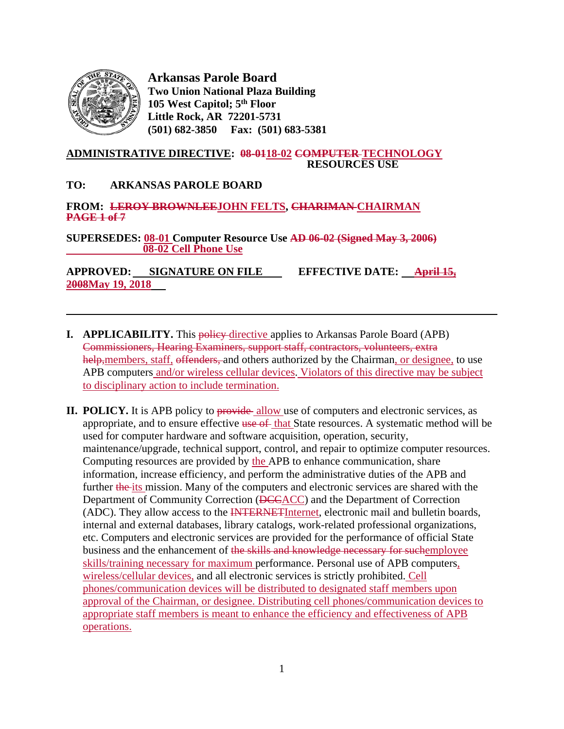**Arkansas Parole Board**
**Two Union National Plaza Building**
**105 West Capitol; 5th Floor**
**Little Rock, AR 72201-5731**
**(501) 682-3850 Fax: (501) 683-5381**

**ADMINISTRATIVE DIRECTIVE: ~~08-01~~18-02 ~~COMPUTER~~ TECHNOLOGY RESOURCES USE**

**TO: ARKANSAS PAROLE BOARD**

**FROM: ~~LEROY BROWNLEE~~JOHN FELTS, ~~CHARIMAN~~ CHAIRMAN**
**~~PAGE 1 of 7~~**

**SUPERSEDES: 08-01 Computer Resource Use ~~AD 06-02 (Signed May 3, 2006)~~**
**08-02 Cell Phone Use**

**APPROVED: SIGNATURE ON FILE EFFECTIVE DATE: ~~April 15, 2008~~May 19, 2018**

---

**I. APPLICABILITY.** This ~~policy~~ directive applies to Arkansas Parole Board (APB) ~~Commissioners, Hearing Examiners, support staff, contractors, volunteers, extra help,~~members, staff, ~~offenders,~~ and others authorized by the Chairman, or designee, to use APB computers and/or wireless cellular devices. Violators of this directive may be subject to disciplinary action to include termination.

**II. POLICY.** It is APB policy to ~~provide~~ allow use of computers and electronic services, as appropriate, and to ensure effective ~~use of~~ that State resources. A systematic method will be used for computer hardware and software acquisition, operation, security, maintenance/upgrade, technical support, control, and repair to optimize computer resources. Computing resources are provided by the APB to enhance communication, share information, increase efficiency, and perform the administrative duties of the APB and further ~~the~~ its mission. Many of the computers and electronic services are shared with the Department of Community Correction (~~DCC~~ACC) and the Department of Correction (ADC). They allow access to the ~~INTERNET~~Internet, electronic mail and bulletin boards, internal and external databases, library catalogs, work-related professional organizations, etc. Computers and electronic services are provided for the performance of official State business and the enhancement of ~~the skills and knowledge necessary for such~~employee skills/training necessary for maximum performance. Personal use of APB computers, wireless/cellular devices, and all electronic services is strictly prohibited. Cell phones/communication devices will be distributed to designated staff members upon approval of the Chairman, or designee. Distributing cell phones/communication devices to appropriate staff members is meant to enhance the efficiency and effectiveness of APB operations.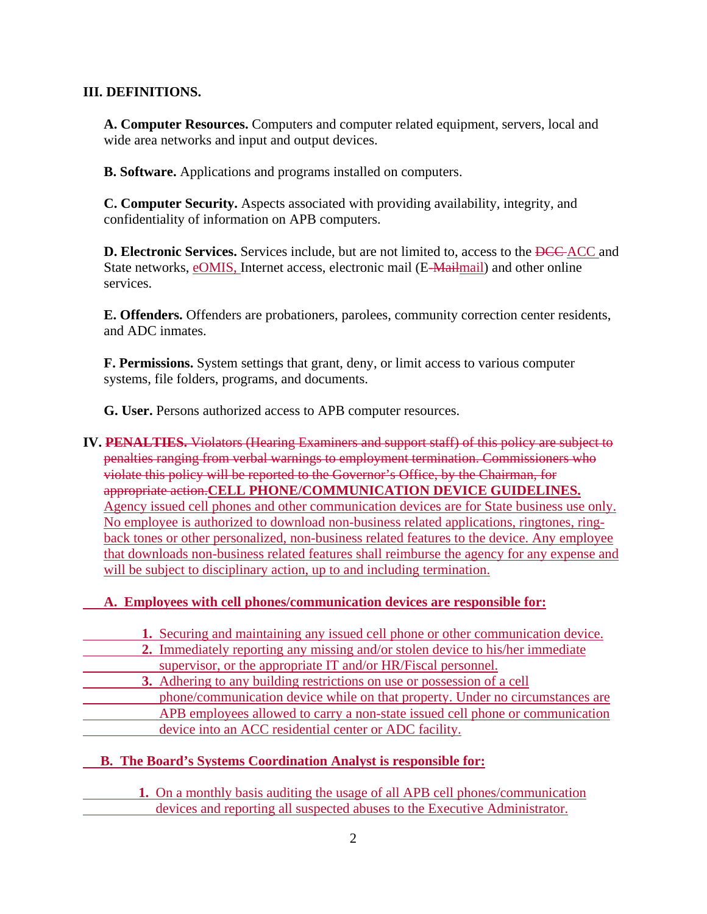## III. DEFINITIONS.

**A. Computer Resources.** Computers and computer related equipment, servers, local and wide area networks and input and output devices.

**B. Software.** Applications and programs installed on computers.

**C. Computer Security.** Aspects associated with providing availability, integrity, and confidentiality of information on APB computers.

**D. Electronic Services.** Services include, but are not limited to, access to the ~~DCC~~ ACC and State networks, eOMIS, Internet access, electronic mail (E-~~Mail~~mail) and other online services.

**E. Offenders.** Offenders are probationers, parolees, community correction center residents, and ADC inmates.

**F. Permissions.** System settings that grant, deny, or limit access to various computer systems, file folders, programs, and documents.

**G. User.** Persons authorized access to APB computer resources.

## IV. ~~PENALTIES.~~ ~~Violators (Hearing Examiners and support staff) of this policy are subject to penalties ranging from verbal warnings to employment termination. Commissioners who violate this policy will be reported to the Governor's Office, by the Chairman, for appropriate action.~~ CELL PHONE/COMMUNICATION DEVICE GUIDELINES.

Agency issued cell phones and other communication devices are for State business use only. No employee is authorized to download non-business related applications, ringtones, ring-back tones or other personalized, non-business related features to the device. Any employee that downloads non-business related features shall reimburse the agency for any expense and will be subject to disciplinary action, up to and including termination.

**A. Employees with cell phones/communication devices are responsible for:**

1. Securing and maintaining any issued cell phone or other communication device.
2. Immediately reporting any missing and/or stolen device to his/her immediate supervisor, or the appropriate IT and/or HR/Fiscal personnel.
3. Adhering to any building restrictions on use or possession of a cell phone/communication device while on that property. Under no circumstances are APB employees allowed to carry a non-state issued cell phone or communication device into an ACC residential center or ADC facility.

**B. The Board's Systems Coordination Analyst is responsible for:**

1. On a monthly basis auditing the usage of all APB cell phones/communication devices and reporting all suspected abuses to the Executive Administrator.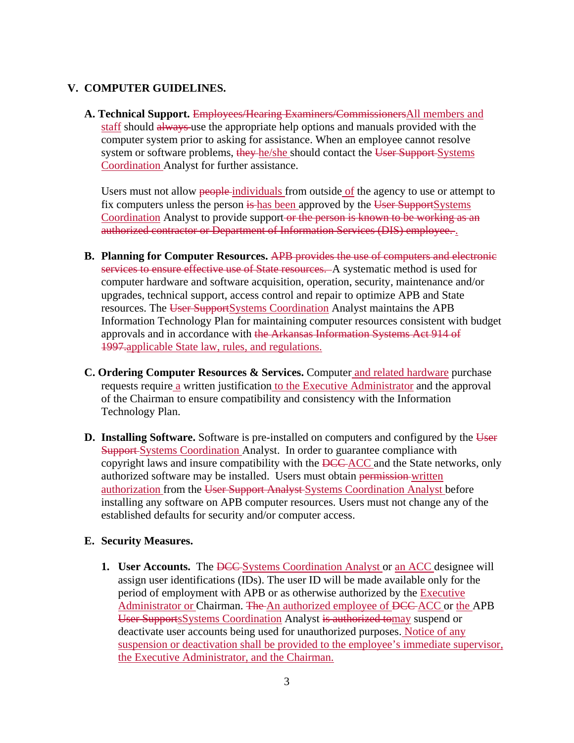## V. COMPUTER GUIDELINES.

**A. Technical Support.** ~~Employees/Hearing Examiners/Commissioners~~All members and staff should ~~always~~ use the appropriate help options and manuals provided with the computer system prior to asking for assistance. When an employee cannot resolve system or software problems, ~~they~~ he/she should contact the ~~User Support~~ Systems Coordination Analyst for further assistance.

Users must not allow ~~people~~ individuals from outside of the agency to use or attempt to fix computers unless the person ~~is~~ has been approved by the ~~User Support~~Systems Coordination Analyst to provide support ~~or the person is known to be working as an authorized contractor or Department of Information Services (DIS) employee.~~.

**B. Planning for Computer Resources.** ~~APB provides the use of computers and electronic services to ensure effective use of State resources.~~ A systematic method is used for computer hardware and software acquisition, operation, security, maintenance and/or upgrades, technical support, access control and repair to optimize APB and State resources. The ~~User Support~~Systems Coordination Analyst maintains the APB Information Technology Plan for maintaining computer resources consistent with budget approvals and in accordance with ~~the Arkansas Information Systems Act 914 of 1997.~~applicable State law, rules, and regulations.

**C. Ordering Computer Resources & Services.** Computer and related hardware purchase requests require a written justification to the Executive Administrator and the approval of the Chairman to ensure compatibility and consistency with the Information Technology Plan.

**D. Installing Software.** Software is pre-installed on computers and configured by the ~~User Support~~ Systems Coordination Analyst. In order to guarantee compliance with copyright laws and insure compatibility with the ~~DCC~~ ACC and the State networks, only authorized software may be installed. Users must obtain ~~permission~~ written authorization from the ~~User Support Analyst~~ Systems Coordination Analyst before installing any software on APB computer resources. Users must not change any of the established defaults for security and/or computer access.

**E. Security Measures.**

1. **User Accounts.** The ~~DCC~~ Systems Coordination Analyst or an ACC designee will assign user identifications (IDs). The user ID will be made available only for the period of employment with APB or as otherwise authorized by the Executive Administrator or Chairman. ~~The~~ An authorized employee of ~~DCC~~ ACC or the APB ~~User Supports~~Systems Coordination Analyst ~~is authorized to~~may suspend or deactivate user accounts being used for unauthorized purposes. Notice of any suspension or deactivation shall be provided to the employee's immediate supervisor, the Executive Administrator, and the Chairman.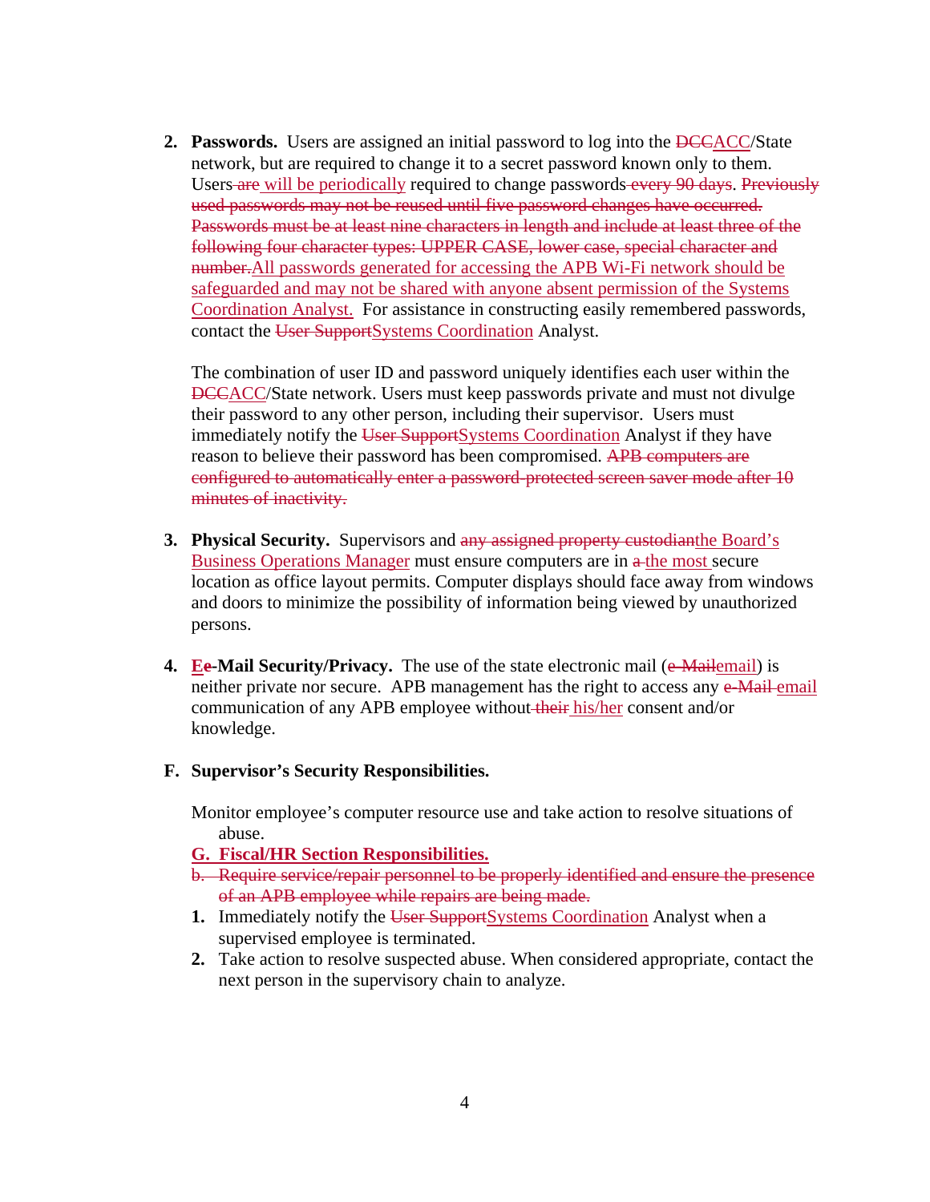2. **Passwords.** Users are assigned an initial password to log into the ~~DCC~~ACC/State network, but are required to change it to a secret password known only to them. Users ~~are~~ will be periodically required to change passwords ~~every 90 days~~. ~~Previously used passwords may not be reused until five password changes have occurred. Passwords must be at least nine characters in length and include at least three of the following four character types: UPPER CASE, lower case, special character and number.~~ All passwords generated for accessing the APB Wi-Fi network should be safeguarded and may not be shared with anyone absent permission of the Systems Coordination Analyst. For assistance in constructing easily remembered passwords, contact the ~~User Support~~Systems Coordination Analyst.

   The combination of user ID and password uniquely identifies each user within the ~~DCC~~ACC/State network. Users must keep passwords private and must not divulge their password to any other person, including their supervisor. Users must immediately notify the ~~User Support~~Systems Coordination Analyst if they have reason to believe their password has been compromised. ~~APB computers are configured to automatically enter a password-protected screen saver mode after 10 minutes of inactivity.~~

3. **Physical Security.** Supervisors and ~~any assigned property custodian~~the Board's Business Operations Manager must ensure computers are in ~~a~~ the most secure location as office layout permits. Computer displays should face away from windows and doors to minimize the possibility of information being viewed by unauthorized persons.

4. **E~~e~~-Mail Security/Privacy.** The use of the state electronic mail (~~e-Mail~~email) is neither private nor secure. APB management has the right to access any ~~e-Mail~~ email communication of any APB employee without ~~their~~ his/her consent and/or knowledge.

**F. Supervisor's Security Responsibilities.**

Monitor employee's computer resource use and take action to resolve situations of abuse.

**G. Fiscal/HR Section Responsibilities.**

~~b. Require service/repair personnel to be properly identified and ensure the presence of an APB employee while repairs are being made.~~

1. Immediately notify the ~~User Support~~Systems Coordination Analyst when a supervised employee is terminated.
2. Take action to resolve suspected abuse. When considered appropriate, contact the next person in the supervisory chain to analyze.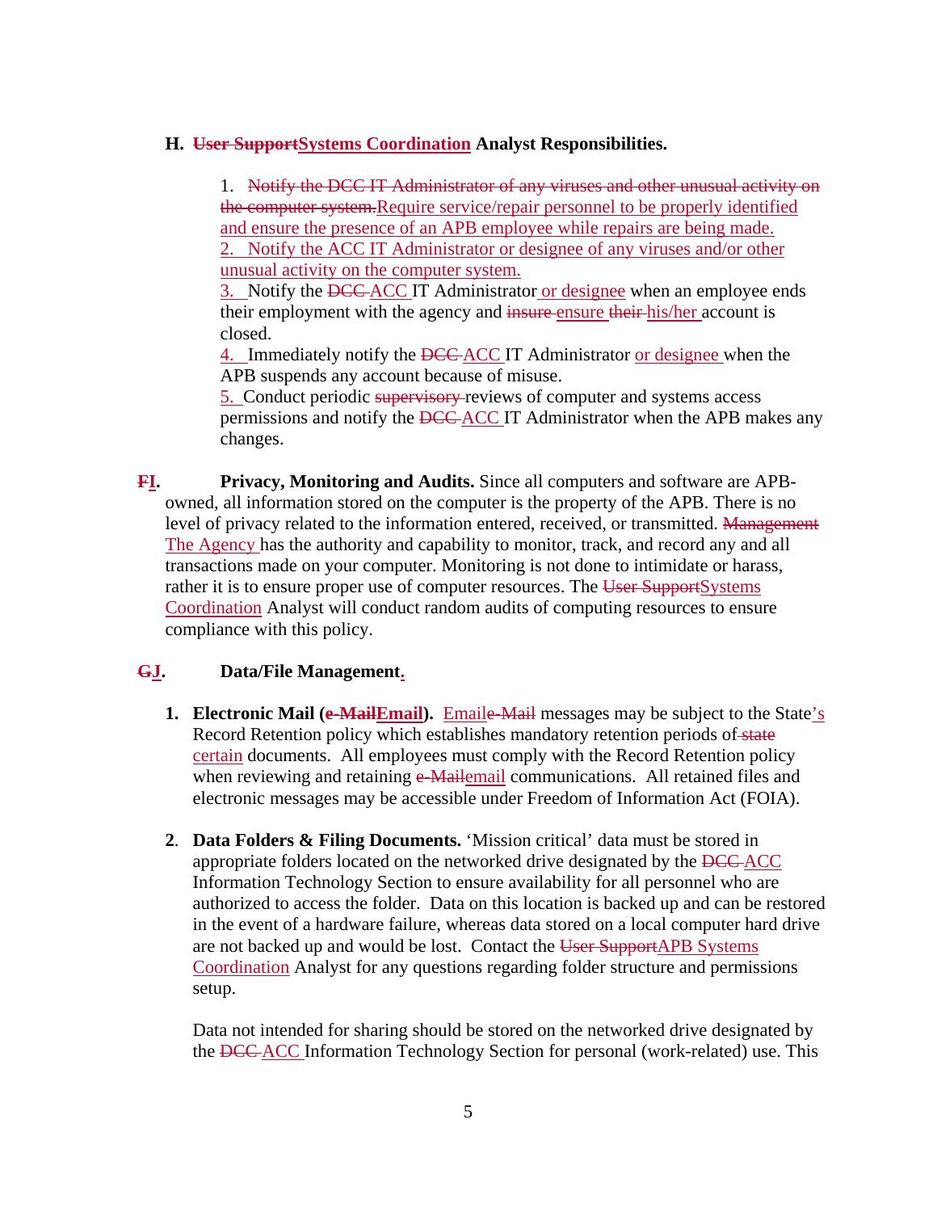**H. ~~User Support~~Systems Coordination Analyst Responsibilities.**

1. ~~Notify the DCC IT Administrator of any viruses and other unusual activity on the computer system.~~Require service/repair personnel to be properly identified and ensure the presence of an APB employee while repairs are being made.
2. Notify the ACC IT Administrator or designee of any viruses and/or other unusual activity on the computer system.
3. Notify the ~~DCC~~ ACC IT Administrator or designee when an employee ends their employment with the agency and ~~insure~~ ensure ~~their~~ his/her account is closed.
4. Immediately notify the ~~DCC~~ ACC IT Administrator or designee when the APB suspends any account because of misuse.
5. Conduct periodic ~~supervisory~~ reviews of computer and systems access permissions and notify the ~~DCC~~ ACC IT Administrator when the APB makes any changes.

**~~F~~I. Privacy, Monitoring and Audits.** Since all computers and software are APB-owned, all information stored on the computer is the property of the APB. There is no level of privacy related to the information entered, received, or transmitted. ~~Management~~ The Agency has the authority and capability to monitor, track, and record any and all transactions made on your computer. Monitoring is not done to intimidate or harass, rather it is to ensure proper use of computer resources. The ~~User Support~~Systems Coordination Analyst will conduct random audits of computing resources to ensure compliance with this policy.

**~~G~~J. Data/File Management.**

1. **Electronic Mail (~~e-Mail~~Email).** Email~~e-Mail~~ messages may be subject to the State's Record Retention policy which establishes mandatory retention periods of ~~state~~ certain documents. All employees must comply with the Record Retention policy when reviewing and retaining ~~e-Mail~~email communications. All retained files and electronic messages may be accessible under Freedom of Information Act (FOIA).

2. **Data Folders & Filing Documents.** 'Mission critical' data must be stored in appropriate folders located on the networked drive designated by the ~~DCC~~ ACC Information Technology Section to ensure availability for all personnel who are authorized to access the folder. Data on this location is backed up and can be restored in the event of a hardware failure, whereas data stored on a local computer hard drive are not backed up and would be lost. Contact the ~~User Support~~APB Systems Coordination Analyst for any questions regarding folder structure and permissions setup.

   Data not intended for sharing should be stored on the networked drive designated by the ~~DCC~~ ACC Information Technology Section for personal (work-related) use. This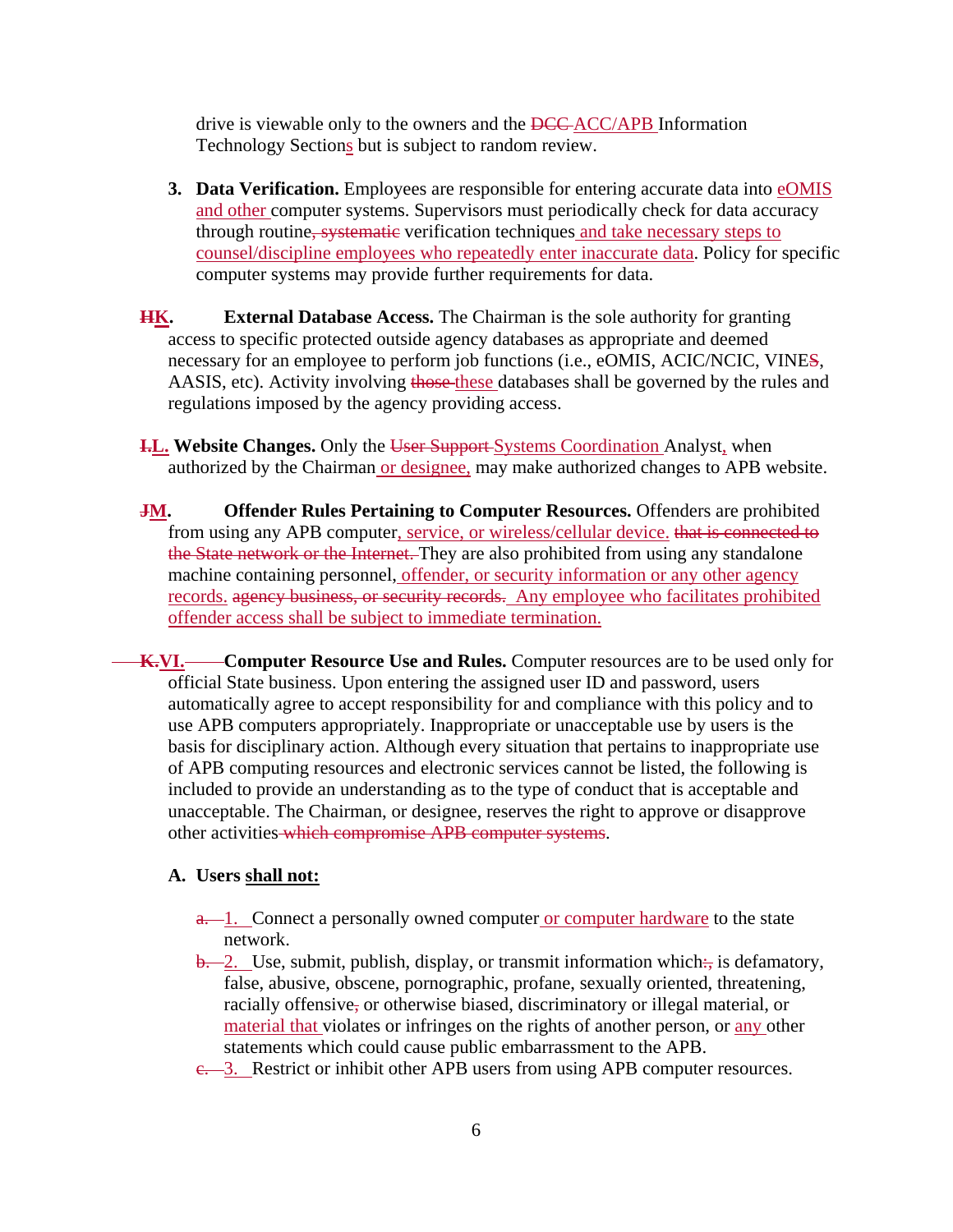drive is viewable only to the owners and the ~~DCC~~ ACC/APB Information Technology Sections but is subject to random review.

3. **Data Verification.** Employees are responsible for entering accurate data into eOMIS and other computer systems. Supervisors must periodically check for data accuracy through routine~~, systematic~~ verification techniques and take necessary steps to counsel/discipline employees who repeatedly enter inaccurate data. Policy for specific computer systems may provide further requirements for data.

~~H~~**K. External Database Access.** The Chairman is the sole authority for granting access to specific protected outside agency databases as appropriate and deemed necessary for an employee to perform job functions (i.e., eOMIS, ACIC/NCIC, VINE~~S~~, AASIS, etc). Activity involving ~~those~~ these databases shall be governed by the rules and regulations imposed by the agency providing access.

~~I.~~**L. Website Changes.** Only the ~~User Support~~ Systems Coordination Analyst, when authorized by the Chairman or designee, may make authorized changes to APB website.

~~J~~**M. Offender Rules Pertaining to Computer Resources.** Offenders are prohibited from using any APB computer, service, or wireless/cellular device. ~~that is connected to the State network or the Internet.~~ They are also prohibited from using any standalone machine containing personnel, offender, or security information or any other agency records. ~~agency business, or security records.~~ Any employee who facilitates prohibited offender access shall be subject to immediate termination.

~~K.~~**VI. Computer Resource Use and Rules.** Computer resources are to be used only for official State business. Upon entering the assigned user ID and password, users automatically agree to accept responsibility for and compliance with this policy and to use APB computers appropriately. Inappropriate or unacceptable use by users is the basis for disciplinary action. Although every situation that pertains to inappropriate use of APB computing resources and electronic services cannot be listed, the following is included to provide an understanding as to the type of conduct that is acceptable and unacceptable. The Chairman, or designee, reserves the right to approve or disapprove other activities ~~which compromise APB computer systems~~.

**A. Users shall not:**

~~a.~~ 1. Connect a personally owned computer or computer hardware to the state network.
~~b.~~ 2. Use, submit, publish, display, or transmit information which~~:,~~ is defamatory, false, abusive, obscene, pornographic, profane, sexually oriented, threatening, racially offensive~~,~~ or otherwise biased, discriminatory or illegal material, or material that violates or infringes on the rights of another person, or any other statements which could cause public embarrassment to the APB.
~~c.~~ 3. Restrict or inhibit other APB users from using APB computer resources.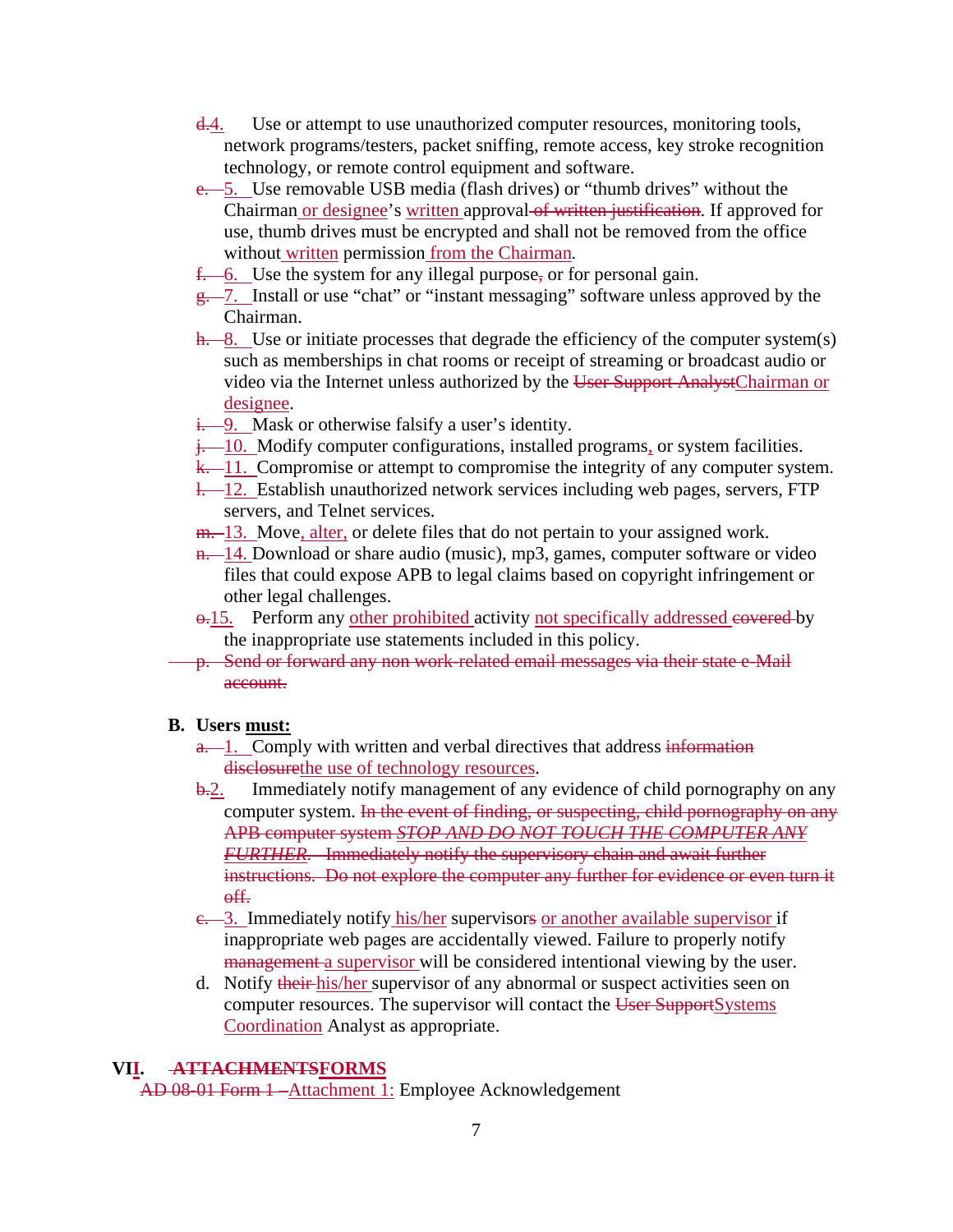~~d.~~4. Use or attempt to use unauthorized computer resources, monitoring tools, network programs/testers, packet sniffing, remote access, key stroke recognition technology, or remote control equipment and software.

~~e.~~ 5. Use removable USB media (flash drives) or "thumb drives" without the Chairman or designee's written approval ~~of written justification~~. If approved for use, thumb drives must be encrypted and shall not be removed from the office without written permission from the Chairman.

~~f.~~ 6. Use the system for any illegal purpose~~,~~ or for personal gain.

~~g.~~ 7. Install or use "chat" or "instant messaging" software unless approved by the Chairman.

~~h.~~ 8. Use or initiate processes that degrade the efficiency of the computer system(s) such as memberships in chat rooms or receipt of streaming or broadcast audio or video via the Internet unless authorized by the ~~User Support Analyst~~Chairman or designee.

~~i.~~ 9. Mask or otherwise falsify a user's identity.

~~j.~~ 10. Modify computer configurations, installed programs, or system facilities.

~~k.~~ 11. Compromise or attempt to compromise the integrity of any computer system.

~~l.~~ 12. Establish unauthorized network services including web pages, servers, FTP servers, and Telnet services.

~~m.~~ 13. Move, alter, or delete files that do not pertain to your assigned work.

~~n.~~ 14. Download or share audio (music), mp3, games, computer software or video files that could expose APB to legal claims based on copyright infringement or other legal challenges.

~~o.~~15. Perform any other prohibited activity not specifically addressed ~~covered~~ by the inappropriate use statements included in this policy.

~~p. Send or forward any non work-related email messages via their state e-Mail account.~~

**B. Users must:**

~~a.~~ 1. Comply with written and verbal directives that address ~~information disclosure~~the use of technology resources.

~~b.~~2. Immediately notify management of any evidence of child pornography on any computer system. ~~In the event of finding, or suspecting, child pornography on any APB computer system *STOP AND DO NOT TOUCH THE COMPUTER ANY FURTHER*. Immediately notify the supervisory chain and await further instructions. Do not explore the computer any further for evidence or even turn it off.~~

~~c.~~ 3. Immediately notify his/her supervisor~~s~~ or another available supervisor if inappropriate web pages are accidentally viewed. Failure to properly notify ~~management~~ a supervisor will be considered intentional viewing by the user.

d. Notify ~~their~~ his/her supervisor of any abnormal or suspect activities seen on computer resources. The supervisor will contact the ~~User Support~~Systems Coordination Analyst as appropriate.

## VII. ~~ATTACHMENTS~~FORMS

~~AD 08-01 Form 1 –~~Attachment 1: Employee Acknowledgement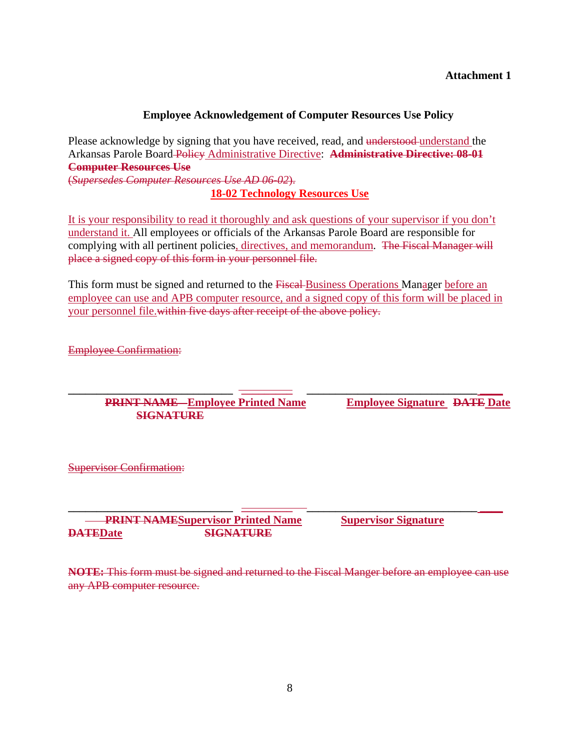**Attachment 1**

**Employee Acknowledgement of Computer Resources Use Policy**

Please acknowledge by signing that you have received, read, and ~~understood~~ understand the Arkansas Parole Board ~~Policy~~ Administrative Directive: ~~**Administrative Directive: 08-01 Computer Resources Use**~~ ~~(*Supersedes Computer Resources Use AD 06-02*).~~

**18-02 Technology Resources Use**

It is your responsibility to read it thoroughly and ask questions of your supervisor if you don't understand it. All employees or officials of the Arkansas Parole Board are responsible for complying with all pertinent policies, directives, and memorandum. ~~The Fiscal Manager will place a signed copy of this form in your personnel file.~~

This form must be signed and returned to the ~~Fiscal~~ Business Operations Manager before an employee can use and APB computer resource, and a signed copy of this form will be placed in your personnel file. ~~within five days after receipt of the above policy.~~

~~Employee Confirmation:~~

| | | |
|---|---|---|
| _______________________________ | _______________________________ | ____ |
| ~~**PRINT NAME**~~ **Employee Printed Name** ~~**SIGNATURE**~~ | **Employee Signature** | ~~**DATE**~~ **Date** |

~~Supervisor Confirmation:~~

| | | |
|---|---|---|
| _______________________________ | _______________________________ | ____ |
| ~~**PRINT NAME**~~ **Supervisor Printed Name** ~~**SIGNATURE**~~ | **Supervisor Signature** | ~~**DATE**~~ **Date** |

~~**NOTE:** This form must be signed and returned to the Fiscal Manger before an employee can use any APB computer resource.~~